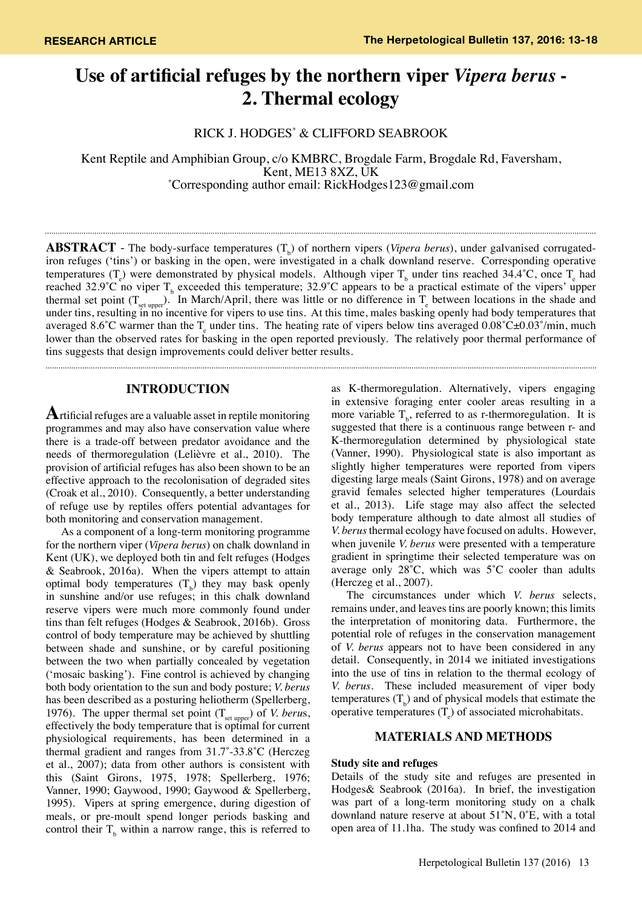RESEARCH ARTICLE

# Use of artificial refuges by the northern viper *Vipera berus* - 2. Thermal ecology

RICK J. HODGES[*] & CLIFFORD SEABROOK

Kent Reptile and Amphibian Group, c/o KMBRC, Brogdale Farm, Brogdale Rd, Faversham, Kent, ME13 8XZ, UK

[*]Corresponding author email: RickHodges123@gmail.com

**ABSTRACT** - The body-surface temperatures ($T_b$) of northern vipers (*Vipera berus*), under galvanised corrugated-iron refuges ('tins') or basking in the open, were investigated in a chalk downland reserve. Corresponding operative temperatures ($T_e$) were demonstrated by physical models. Although viper $T_b$ under tins reached 34.4˚C, once $T_e$ had reached 32.9˚C no viper $T_b$ exceeded this temperature; 32.9˚C appears to be a practical estimate of the vipers' upper thermal set point ($T_{set\ upper}$). In March/April, there was little or no difference in $T_e$ between locations in the shade and under tins, resulting in no incentive for vipers to use tins. At this time, males basking openly had body temperatures that averaged 8.6˚C warmer than the $T_e$ under tins. The heating rate of vipers below tins averaged 0.08˚C±0.03˚/min, much lower than the observed rates for basking in the open reported previously. The relatively poor thermal performance of tins suggests that design improvements could deliver better results.

## INTRODUCTION

Artificial refuges are a valuable asset in reptile monitoring programmes and may also have conservation value where there is a trade-off between predator avoidance and the needs of thermoregulation (Lelièvre et al., 2010). The provision of artificial refuges has also been shown to be an effective approach to the recolonisation of degraded sites (Croak et al., 2010). Consequently, a better understanding of refuge use by reptiles offers potential advantages for both monitoring and conservation management.

As a component of a long-term monitoring programme for the northern viper (*Vipera berus*) on chalk downland in Kent (UK), we deployed both tin and felt refuges (Hodges & Seabrook, 2016a). When the vipers attempt to attain optimal body temperatures ($T_b$) they may bask openly in sunshine and/or use refuges; in this chalk downland reserve vipers were much more commonly found under tins than felt refuges (Hodges & Seabrook, 2016b). Gross control of body temperature may be achieved by shuttling between shade and sunshine, or by careful positioning between the two when partially concealed by vegetation ('mosaic basking'). Fine control is achieved by changing both body orientation to the sun and body posture; *V. berus* has been described as a posturing heliotherm (Spellerberg, 1976). The upper thermal set point ($T_{set\ upper}$) of *V. berus*, effectively the body temperature that is optimal for current physiological requirements, has been determined in a thermal gradient and ranges from 31.7˚-33.8˚C (Herczeg et al., 2007); data from other authors is consistent with this (Saint Girons, 1975, 1978; Spellerberg, 1976; Vanner, 1990; Gaywood, 1990; Gaywood & Spellerberg, 1995). Vipers at spring emergence, during digestion of meals, or pre-moult spend longer periods basking and control their $T_b$ within a narrow range, this is referred to as K-thermoregulation. Alternatively, vipers engaging in extensive foraging enter cooler areas resulting in a more variable $T_b$, referred to as r-thermoregulation. It is suggested that there is a continuous range between r- and K-thermoregulation determined by physiological state (Vanner, 1990). Physiological state is also important as slightly higher temperatures were reported from vipers digesting large meals (Saint Girons, 1978) and on average gravid females selected higher temperatures (Lourdais et al., 2013). Life stage may also affect the selected body temperature although to date almost all studies of *V. berus* thermal ecology have focused on adults. However, when juvenile *V. berus* were presented with a temperature gradient in springtime their selected temperature was on average only 28˚C, which was 5˚C cooler than adults (Herczeg et al., 2007).

The circumstances under which *V. berus* selects, remains under, and leaves tins are poorly known; this limits the interpretation of monitoring data. Furthermore, the potential role of refuges in the conservation management of *V. berus* appears not to have been considered in any detail. Consequently, in 2014 we initiated investigations into the use of tins in relation to the thermal ecology of *V. berus*. These included measurement of viper body temperatures ($T_b$) and of physical models that estimate the operative temperatures ($T_e$) of associated microhabitats.

## MATERIALS AND METHODS

### Study site and refuges

Details of the study site and refuges are presented in Hodges& Seabrook (2016a). In brief, the investigation was part of a long-term monitoring study on a chalk downland nature reserve at about 51˚N, 0˚E, with a total open area of 11.1ha. The study was confined to 2014 and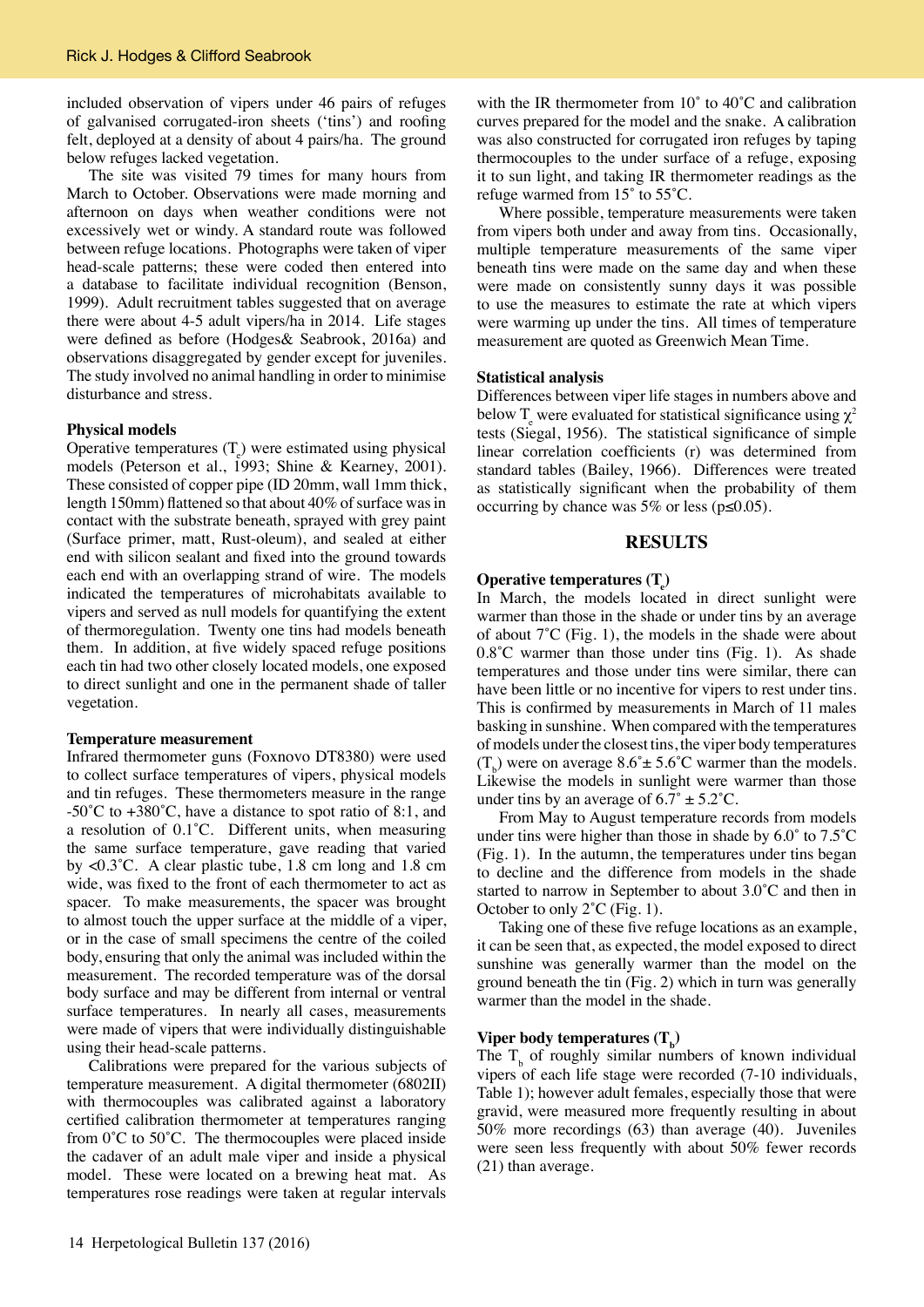included observation of vipers under 46 pairs of refuges of galvanised corrugated-iron sheets ('tins') and roofing felt, deployed at a density of about 4 pairs/ha. The ground below refuges lacked vegetation.

The site was visited 79 times for many hours from March to October. Observations were made morning and afternoon on days when weather conditions were not excessively wet or windy. A standard route was followed between refuge locations. Photographs were taken of viper head-scale patterns; these were coded then entered into a database to facilitate individual recognition (Benson, 1999). Adult recruitment tables suggested that on average there were about 4-5 adult vipers/ha in 2014. Life stages were defined as before (Hodges& Seabrook, 2016a) and observations disaggregated by gender except for juveniles. The study involved no animal handling in order to minimise disturbance and stress.

**Physical models**

Operative temperatures ($T_e$) were estimated using physical models (Peterson et al., 1993; Shine & Kearney, 2001). These consisted of copper pipe (ID 20mm, wall 1mm thick, length 150mm) flattened so that about 40% of surface was in contact with the substrate beneath, sprayed with grey paint (Surface primer, matt, Rust-oleum), and sealed at either end with silicon sealant and fixed into the ground towards each end with an overlapping strand of wire. The models indicated the temperatures of microhabitats available to vipers and served as null models for quantifying the extent of thermoregulation. Twenty one tins had models beneath them. In addition, at five widely spaced refuge positions each tin had two other closely located models, one exposed to direct sunlight and one in the permanent shade of taller vegetation.

**Temperature measurement**

Infrared thermometer guns (Foxnovo DT8380) were used to collect surface temperatures of vipers, physical models and tin refuges. These thermometers measure in the range -50˚C to +380˚C, have a distance to spot ratio of 8:1, and a resolution of 0.1˚C. Different units, when measuring the same surface temperature, gave reading that varied by <0.3˚C. A clear plastic tube, 1.8 cm long and 1.8 cm wide, was fixed to the front of each thermometer to act as spacer. To make measurements, the spacer was brought to almost touch the upper surface at the middle of a viper, or in the case of small specimens the centre of the coiled body, ensuring that only the animal was included within the measurement. The recorded temperature was of the dorsal body surface and may be different from internal or ventral surface temperatures. In nearly all cases, measurements were made of vipers that were individually distinguishable using their head-scale patterns.

Calibrations were prepared for the various subjects of temperature measurement. A digital thermometer (6802II) with thermocouples was calibrated against a laboratory certified calibration thermometer at temperatures ranging from 0˚C to 50˚C. The thermocouples were placed inside the cadaver of an adult male viper and inside a physical model. These were located on a brewing heat mat. As temperatures rose readings were taken at regular intervals with the IR thermometer from 10˚ to 40˚C and calibration curves prepared for the model and the snake. A calibration was also constructed for corrugated iron refuges by taping thermocouples to the under surface of a refuge, exposing it to sun light, and taking IR thermometer readings as the refuge warmed from 15˚ to 55˚C.

Where possible, temperature measurements were taken from vipers both under and away from tins. Occasionally, multiple temperature measurements of the same viper beneath tins were made on the same day and when these were made on consistently sunny days it was possible to use the measures to estimate the rate at which vipers were warming up under the tins. All times of temperature measurement are quoted as Greenwich Mean Time.

**Statistical analysis**

Differences between viper life stages in numbers above and below $T_e$ were evaluated for statistical significance using $\chi^2$ tests (Siegal, 1956). The statistical significance of simple linear correlation coefficients (r) was determined from standard tables (Bailey, 1966). Differences were treated as statistically significant when the probability of them occurring by chance was 5% or less ($p \leq 0.05$).

## RESULTS

**Operative temperatures ($T_e$)**

In March, the models located in direct sunlight were warmer than those in the shade or under tins by an average of about 7˚C (Fig. 1), the models in the shade were about 0.8˚C warmer than those under tins (Fig. 1). As shade temperatures and those under tins were similar, there can have been little or no incentive for vipers to rest under tins. This is confirmed by measurements in March of 11 males basking in sunshine. When compared with the temperatures of models under the closest tins, the viper body temperatures ($T_b$) were on average 8.6˚± 5.6˚C warmer than the models. Likewise the models in sunlight were warmer than those under tins by an average of 6.7˚ ± 5.2˚C.

From May to August temperature records from models under tins were higher than those in shade by 6.0˚ to 7.5˚C (Fig. 1). In the autumn, the temperatures under tins began to decline and the difference from models in the shade started to narrow in September to about 3.0˚C and then in October to only 2˚C (Fig. 1).

Taking one of these five refuge locations as an example, it can be seen that, as expected, the model exposed to direct sunshine was generally warmer than the model on the ground beneath the tin (Fig. 2) which in turn was generally warmer than the model in the shade.

**Viper body temperatures ($T_b$)**

The $T_b$ of roughly similar numbers of known individual vipers of each life stage were recorded (7-10 individuals, Table 1); however adult females, especially those that were gravid, were measured more frequently resulting in about 50% more recordings (63) than average (40). Juveniles were seen less frequently with about 50% fewer records (21) than average.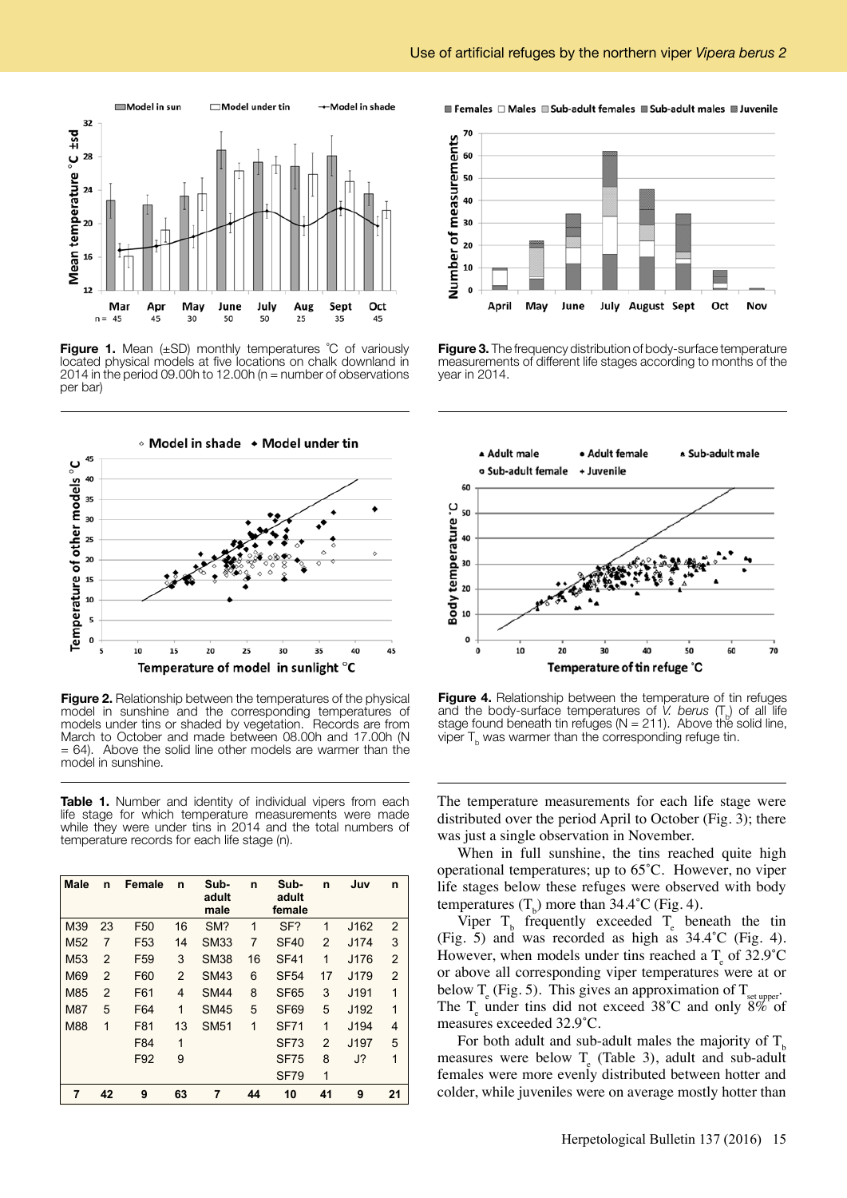**Figure 1.** Mean (±SD) monthly temperatures ˚C of variously located physical models at five locations on chalk downland in 2014 in the period 09.00h to 12.00h (n = number of observations per bar)

**Figure 3.** The frequency distribution of body-surface temperature measurements of different life stages according to months of the year in 2014.

**Figure 2.** Relationship between the temperatures of the physical model in sunshine and the corresponding temperatures of models under tins or shaded by vegetation. Records are from March to October and made between 08.00h and 17.00h (N = 64). Above the solid line other models are warmer than the model in sunshine.

**Figure 4.** Relationship between the temperature of tin refuges and the body-surface temperatures of *V. berus* ($T_b$) of all life stage found beneath tin refuges (N = 211). Above the solid line, viper $T_b$ was warmer than the corresponding refuge tin.

**Table 1.** Number and identity of individual vipers from each life stage for which temperature measurements were made while they were under tins in 2014 and the total numbers of temperature records for each life stage (n).

| Male | n | Female | n | Sub-adult male | n | Sub-adult female | n | Juv | n |
|---|---|---|---|---|---|---|---|---|---|
| M39 | 23 | F50 | 16 | SM? | 1 | SF? | 1 | J162 | 2 |
| M52 | 7 | F53 | 14 | SM33 | 7 | SF40 | 2 | J174 | 3 |
| M53 | 2 | F59 | 3 | SM38 | 16 | SF41 | 1 | J176 | 2 |
| M69 | 2 | F60 | 2 | SM43 | 6 | SF54 | 17 | J179 | 2 |
| M85 | 2 | F61 | 4 | SM44 | 8 | SF65 | 3 | J191 | 1 |
| M87 | 5 | F64 | 1 | SM45 | 5 | SF69 | 5 | J192 | 1 |
| M88 | 1 | F81 | 13 | SM51 | 1 | SF71 | 1 | J194 | 4 |
| | | F84 | 1 | | | SF73 | 2 | J197 | 5 |
| | | F92 | 9 | | | SF75 | 8 | J? | 1 |
| | | | | | | SF79 | 1 | | |
| **7** | **42** | **9** | **63** | **7** | **44** | **10** | **41** | **9** | **21** |

The temperature measurements for each life stage were distributed over the period April to October (Fig. 3); there was just a single observation in November.

When in full sunshine, the tins reached quite high operational temperatures; up to 65˚C. However, no viper life stages below these refuges were observed with body temperatures ($T_b$) more than 34.4˚C (Fig. 4).

Viper $T_b$ frequently exceeded $T_e$ beneath the tin (Fig. 5) and was recorded as high as 34.4˚C (Fig. 4). However, when models under tins reached a $T_e$ of 32.9˚C or above all corresponding viper temperatures were at or below $T_e$ (Fig. 5). This gives an approximation of $T_{set\ upper}$. The $T_e$ under tins did not exceed 38˚C and only 8% of measures exceeded 32.9˚C.

For both adult and sub-adult males the majority of $T_b$ measures were below $T_e$ (Table 3), adult and sub-adult females were more evenly distributed between hotter and colder, while juveniles were on average mostly hotter than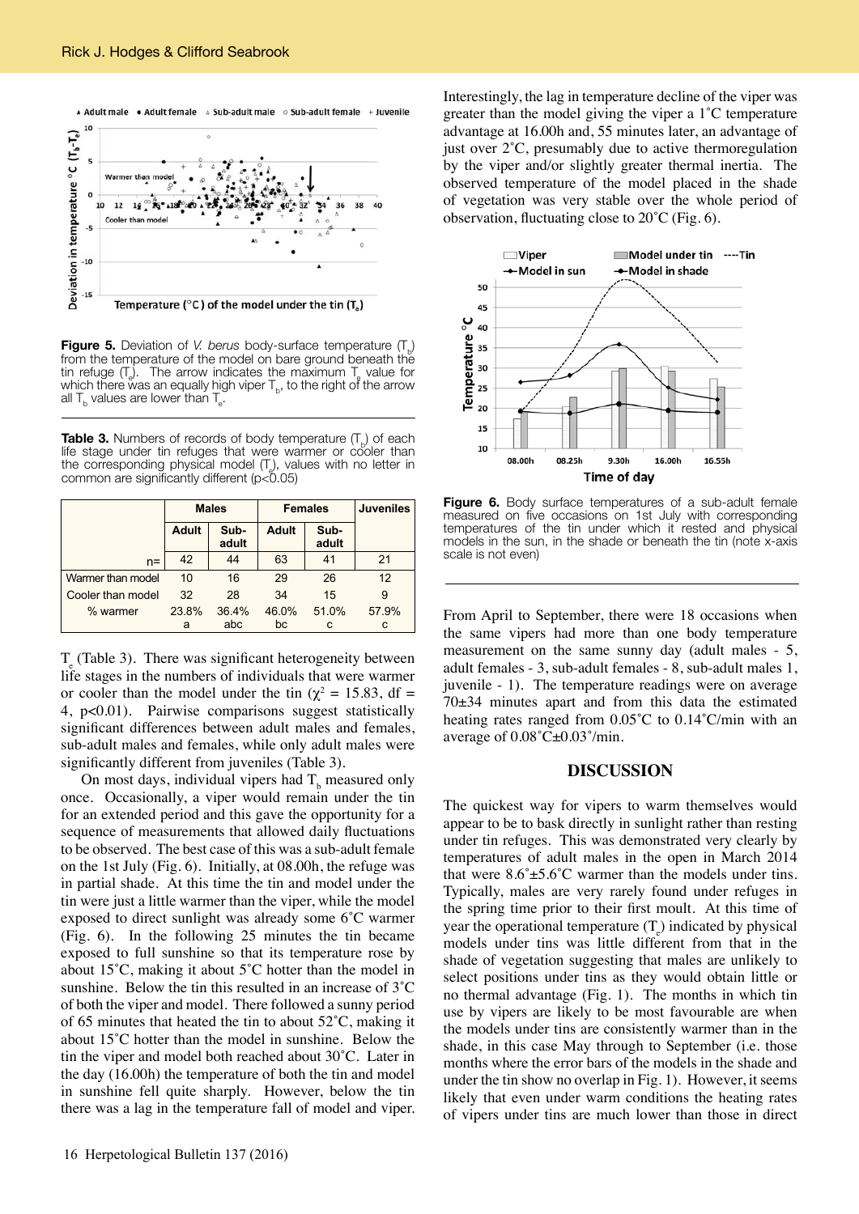**Figure 5.** Deviation of *V. berus* body-surface temperature ($T_b$) from the temperature of the model on bare ground beneath the tin refuge ($T_e$). The arrow indicates the maximum $T_e$ value for which there was an equally high viper $T_b$, to the right of the arrow all $T_b$ values are lower than $T_e$.

**Table 3.** Numbers of records of body temperature ($T_b$) of each life stage under tin refuges that were warmer or cooler than the corresponding physical model ($T_e$), values with no letter in common are significantly different (p<0.05)

| | Males | | Females | | Juveniles |
|---|---|---|---|---|---|
| | Adult | Sub-adult | Adult | Sub-adult | |
| n= | 42 | 44 | 63 | 41 | 21 |
| Warmer than model | 10 | 16 | 29 | 26 | 12 |
| Cooler than model | 32 | 28 | 34 | 15 | 9 |
| % warmer | 23.8% a | 36.4% abc | 46.0% bc | 51.0% c | 57.9% c |

$T_e$ (Table 3). There was significant heterogeneity between life stages in the numbers of individuals that were warmer or cooler than the model under the tin ($\chi^2$ = 15.83, df = 4, p<0.01). Pairwise comparisons suggest statistically significant differences between adult males and females, sub-adult males and females, while only adult males were significantly different from juveniles (Table 3).

On most days, individual vipers had $T_b$ measured only once. Occasionally, a viper would remain under the tin for an extended period and this gave the opportunity for a sequence of measurements that allowed daily fluctuations to be observed. The best case of this was a sub-adult female on the 1st July (Fig. 6). Initially, at 08.00h, the refuge was in partial shade. At this time the tin and model under the tin were just a little warmer than the viper, while the model exposed to direct sunlight was already some 6˚C warmer (Fig. 6). In the following 25 minutes the tin became exposed to full sunshine so that its temperature rose by about 15˚C, making it about 5˚C hotter than the model in sunshine. Below the tin this resulted in an increase of 3˚C of both the viper and model. There followed a sunny period of 65 minutes that heated the tin to about 52˚C, making it about 15˚C hotter than the model in sunshine. Below the tin the viper and model both reached about 30˚C. Later in the day (16.00h) the temperature of both the tin and model in sunshine fell quite sharply. However, below the tin there was a lag in the temperature fall of model and viper. Interestingly, the lag in temperature decline of the viper was greater than the model giving the viper a 1˚C temperature advantage at 16.00h and, 55 minutes later, an advantage of just over 2˚C, presumably due to active thermoregulation by the viper and/or slightly greater thermal inertia. The observed temperature of the model placed in the shade of vegetation was very stable over the whole period of observation, fluctuating close to 20˚C (Fig. 6).

**Figure 6.** Body surface temperatures of a sub-adult female measured on five occasions on 1st July with corresponding temperatures of the tin under which it rested and physical models in the sun, in the shade or beneath the tin (note x-axis scale is not even)

From April to September, there were 18 occasions when the same vipers had more than one body temperature measurement on the same sunny day (adult males - 5, adult females - 3, sub-adult females - 8, sub-adult males 1, juvenile - 1). The temperature readings were on average 70±34 minutes apart and from this data the estimated heating rates ranged from 0.05˚C to 0.14˚C/min with an average of 0.08˚C±0.03˚/min.

## DISCUSSION

The quickest way for vipers to warm themselves would appear to be bask directly in sunlight rather than resting under tin refuges. This was demonstrated very clearly by temperatures of adult males in the open in March 2014 that were 8.6˚±5.6˚C warmer than the models under tins. Typically, males are very rarely found under refuges in the spring time prior to their first moult. At this time of year the operational temperature ($T_e$) indicated by physical models under tins was little different from that in the shade of vegetation suggesting that males are unlikely to select positions under tins as they would obtain little or no thermal advantage (Fig. 1). The months in which tin use by vipers are likely to be most favourable are when the models under tins are consistently warmer than in the shade, in this case May through to September (i.e. those months where the error bars of the models in the shade and under the tin show no overlap in Fig. 1). However, it seems likely that even under warm conditions the heating rates of vipers under tins are much lower than those in direct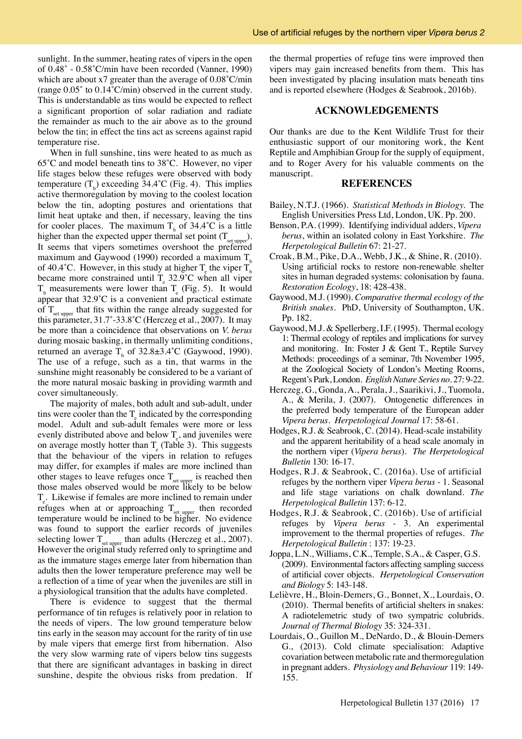sunlight. In the summer, heating rates of vipers in the open of 0.48˚ - 0.58˚C/min have been recorded (Vanner, 1990) which are about x7 greater than the average of 0.08˚C/min (range 0.05˚ to 0.14˚C/min) observed in the current study. This is understandable as tins would be expected to reflect a significant proportion of solar radiation and radiate the remainder as much to the air above as to the ground below the tin; in effect the tins act as screens against rapid temperature rise.

When in full sunshine, tins were heated to as much as 65˚C and model beneath tins to 38˚C. However, no viper life stages below these refuges were observed with body temperature ($T_b$) exceeding 34.4˚C (Fig. 4). This implies active thermoregulation by moving to the coolest location below the tin, adopting postures and orientations that limit heat uptake and then, if necessary, leaving the tins for cooler places. The maximum $T_b$ of 34.4˚C is a little higher than the expected upper thermal set point ($T_{set\ upper}$). It seems that vipers sometimes overshoot the preferred maximum and Gaywood (1990) recorded a maximum $T_b$ of 40.4˚C. However, in this study at higher $T_e$ the viper $T_b$ became more constrained until $T_e$ 32.9˚C when all viper $T_b$ measurements were lower than $T_e$ (Fig. 5). It would appear that 32.9˚C is a convenient and practical estimate of $T_{set\ upper}$ that fits within the range already suggested for this parameter, 31.7˚-33.8˚C (Herczeg et al., 2007). It may be more than a coincidence that observations on *V. berus* during mosaic basking, in thermally unlimiting conditions, returned an average $T_b$ of 32.8±3.4˚C (Gaywood, 1990). The use of a refuge, such as a tin, that warms in the sunshine might reasonably be considered to be a variant of the more natural mosaic basking in providing warmth and cover simultaneously.

The majority of males, both adult and sub-adult, under tins were cooler than the $T_e$ indicated by the corresponding model. Adult and sub-adult females were more or less evenly distributed above and below $T_e$, and juveniles were on average mostly hotter than $T_e$ (Table 3). This suggests that the behaviour of the vipers in relation to refuges may differ, for examples if males are more inclined than other stages to leave refuges once $T_{set\ upper}$ is reached then those males observed would be more likely to be below $T_e$. Likewise if females are more inclined to remain under refuges when at or approaching $T_{set\ upper}$ then recorded temperature would be inclined to be higher. No evidence was found to support the earlier records of juveniles selecting lower $T_{set\ upper}$ than adults (Herczeg et al., 2007). However the original study referred only to springtime and as the immature stages emerge later from hibernation than adults then the lower temperature preference may well be a reflection of a time of year when the juveniles are still in a physiological transition that the adults have completed.

There is evidence to suggest that the thermal performance of tin refuges is relatively poor in relation to the needs of vipers. The low ground temperature below tins early in the season may account for the rarity of tin use by male vipers that emerge first from hibernation. Also the very slow warming rate of vipers below tins suggests that there are significant advantages in basking in direct sunshine, despite the obvious risks from predation. If the thermal properties of refuge tins were improved then vipers may gain increased benefits from them. This has been investigated by placing insulation mats beneath tins and is reported elsewhere (Hodges & Seabrook, 2016b).

## ACKNOWLEDGEMENTS

Our thanks are due to the Kent Wildlife Trust for their enthusiastic support of our monitoring work, the Kent Reptile and Amphibian Group for the supply of equipment, and to Roger Avery for his valuable comments on the manuscript.

## REFERENCES

Bailey, N.T.J. (1966). *Statistical Methods in Biology.* The English Universities Press Ltd, London, UK. Pp. 200.

Benson, P.A. (1999). Identifying individual adders, *Vipera berus*, within an isolated colony in East Yorkshire. *The Herpetological Bulletin* 67: 21-27.

Croak, B.M., Pike, D.A., Webb, J.K., & Shine, R. (2010). Using artificial rocks to restore non-renewable shelter sites in human degraded systems: colonisation by fauna. *Restoration Ecology*, 18: 428-438.

Gaywood, M.J. (1990). *Comparative thermal ecology of the British snakes*. PhD, University of Southampton, UK. Pp. 182.

Gaywood, M.J. & Spellerberg, I.F. (1995). Thermal ecology 1: Thermal ecology of reptiles and implications for survey and monitoring. In: Foster J & Gent T., Reptile Survey Methods: proceedings of a seminar, 7th November 1995, at the Zoological Society of London's Meeting Rooms, Regent's Park, London. *English Nature Series no*. 27: 9-22.

Herczeg, G., Gonda, A., Perala, J., Saarikivi, J., Tuomola, A., & Merila, J. (2007). Ontogenetic differences in the preferred body temperature of the European adder *Vipera berus*. *Herpetological Journal* 17: 58-61.

Hodges, R.J. & Seabrook, C. (2014). Head-scale instability and the apparent heritability of a head scale anomaly in the northern viper (*Vipera berus*). *The Herpetological Bulletin* 130: 16-17.

Hodges, R.J. & Seabrook, C. (2016a). Use of artificial refuges by the northern viper *Vipera berus* - 1. Seasonal and life stage variations on chalk downland. *The Herpetological Bulletin* 137: 6-12.

Hodges, R.J. & Seabrook, C. (2016b). Use of artificial refuges by *Vipera berus* - 3. An experimental improvement to the thermal properties of refuges. *The Herpetological Bulletin* : 137: 19-23.

Joppa, L.N., Williams, C.K., Temple, S.A., & Casper, G.S. (2009). Environmental factors affecting sampling success of artificial cover objects. *Herpetological Conservation and Biology* 5: 143-148.

Lelièvre, H., Bloin-Demers, G., Bonnet, X., Lourdais, O. (2010). Thermal benefits of artificial shelters in snakes: A radiotelemetric study of two sympatric colubrids. *Journal of Thermal Biology* 35: 324-331.

Lourdais, O., Guillon M., DeNardo, D., & Blouin-Demers G., (2013). Cold climate specialisation: Adaptive covariation between metabolic rate and thermoregulation in pregnant adders. *Physiology and Behaviour* 119: 149-155.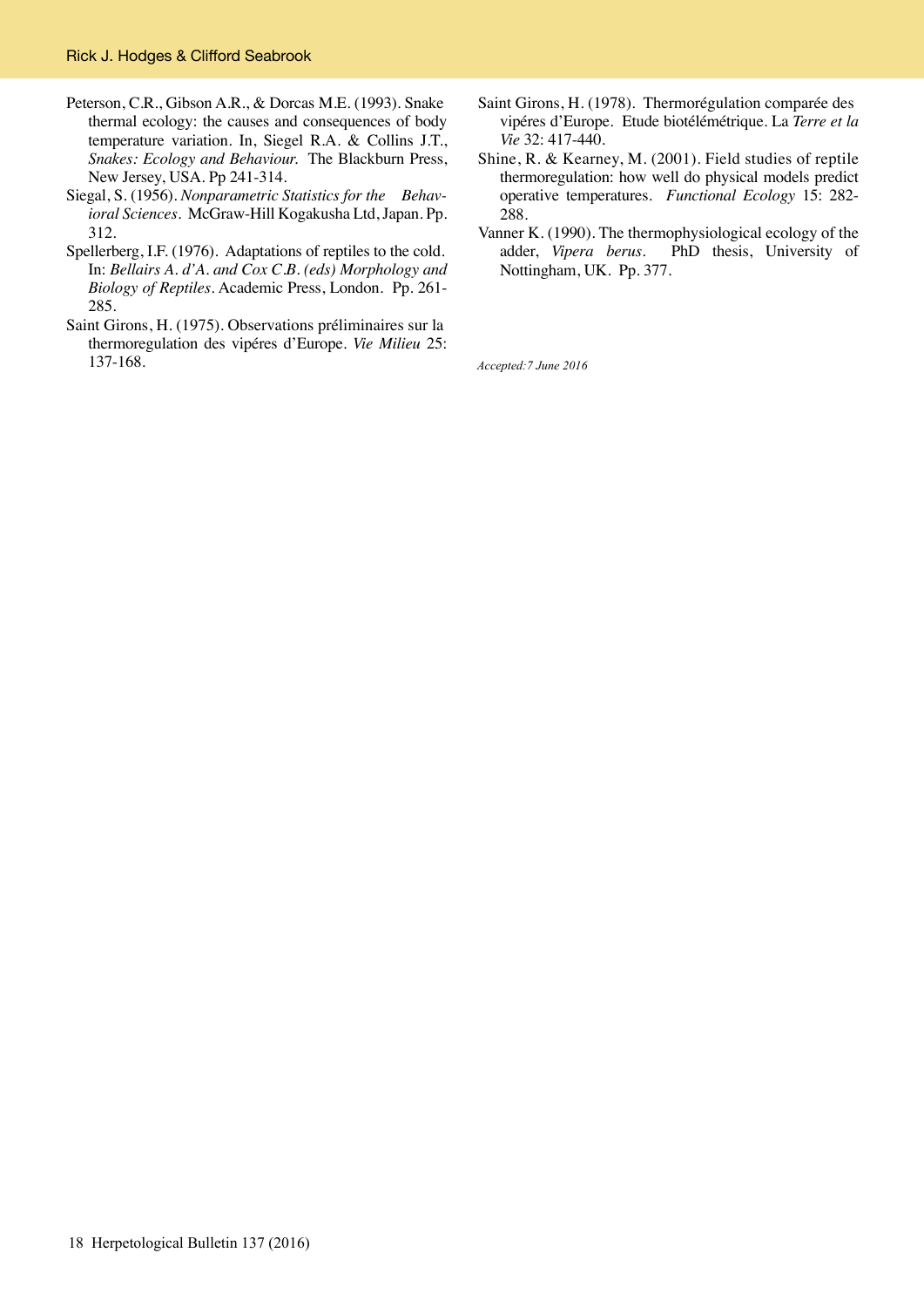Peterson, C.R., Gibson A.R., & Dorcas M.E. (1993). Snake thermal ecology: the causes and consequences of body temperature variation. In, Siegel R.A. & Collins J.T., *Snakes: Ecology and Behaviour.* The Blackburn Press, New Jersey, USA. Pp 241-314.

Siegal, S. (1956). *Nonparametric Statistics for the Behavioral Sciences*. McGraw-Hill Kogakusha Ltd, Japan. Pp. 312.

Spellerberg, I.F. (1976). Adaptations of reptiles to the cold. In: *Bellairs A. d'A. and Cox C.B. (eds) Morphology and Biology of Reptiles*. Academic Press, London. Pp. 261-285.

Saint Girons, H. (1975). Observations préliminaires sur la thermoregulation des vipéres d'Europe. *Vie Milieu* 25: 137-168.

Saint Girons, H. (1978). Thermorégulation comparée des vipéres d'Europe. Etude biotélémétrique. La *Terre et la Vie* 32: 417-440.

Shine, R. & Kearney, M. (2001). Field studies of reptile thermoregulation: how well do physical models predict operative temperatures. *Functional Ecology* 15: 282-288.

Vanner K. (1990). The thermophysiological ecology of the adder, *Vipera berus*. PhD thesis, University of Nottingham, UK. Pp. 377.

*Accepted:7 June 2016*